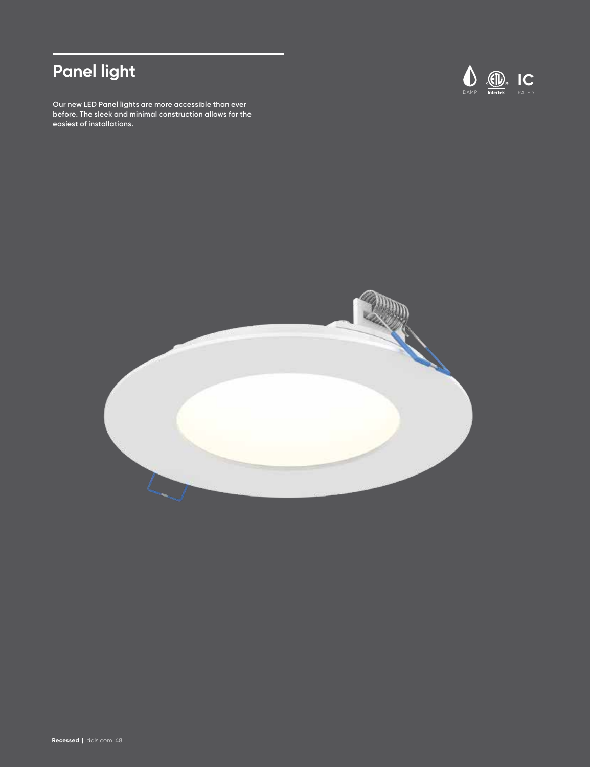# Panel light

DAMP | Intertek | IC RATED

**Our new LED Panel lights are more accessible than ever before. The sleek and minimal construction allows for the easiest of installations.**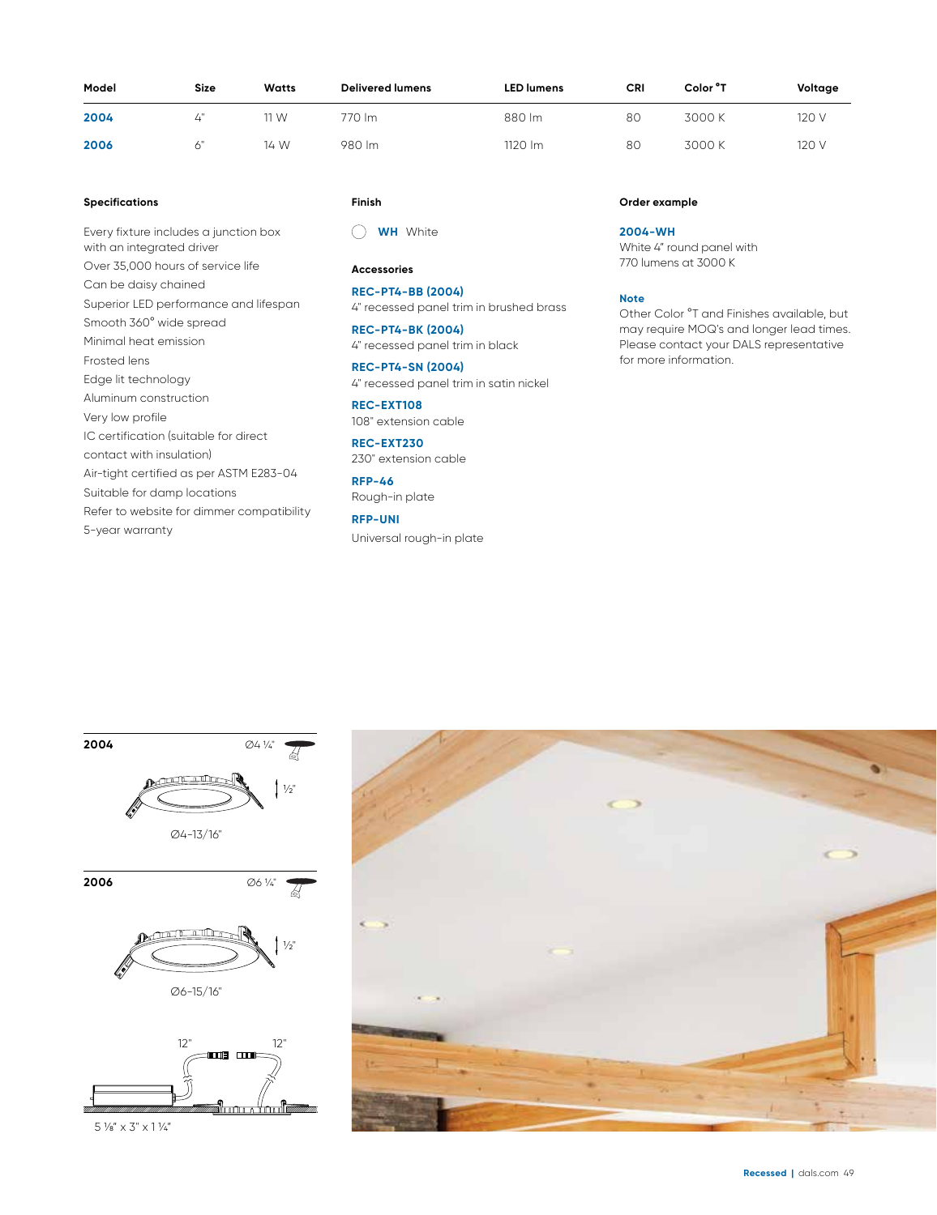| Model | Size | Watts | Delivered lumens | LED lumens | CRI | Color °T | Voltage |
|---|---|---|---|---|---|---|---|
| **2004** | 4" | 11 W | 770 lm | 880 lm | 80 | 3000 K | 120 V |
| **2006** | 6" | 14 W | 980 lm | 1120 lm | 80 | 3000 K | 120 V |

### Specifications

Every fixture includes a junction box with an integrated driver
Over 35,000 hours of service life
Can be daisy chained
Superior LED performance and lifespan
Smooth 360° wide spread
Minimal heat emission
Frosted lens
Edge lit technology
Aluminum construction
Very low profile
IC certification (suitable for direct contact with insulation)
Air-tight certified as per ASTM E283-04
Suitable for damp locations
Refer to website for dimmer compatibility
5-year warranty

### Finish

**WH** White

### Accessories

**REC-PT4-BB (2004)**
4" recessed panel trim in brushed brass

**REC-PT4-BK (2004)**
4" recessed panel trim in black

**REC-PT4-SN (2004)**
4" recessed panel trim in satin nickel

**REC-EXT108**
108" extension cable

**REC-EXT230**
230" extension cable

**RFP-46**
Rough-in plate

**RFP-UNI**
Universal rough-in plate

### Order example

**2004-WH**
White 4" round panel with 770 lumens at 3000 K

**Note**
Other Color °T and Finishes available, but may require MOQ's and longer lead times. Please contact your DALS representative for more information.

**2004**

Ø4 ¼"

½"

Ø4-13/16"

**2006**

Ø6 ¼"

½"

Ø6-15/16"

12"

12"

5 ⅛" x 3" x 1 ¼"